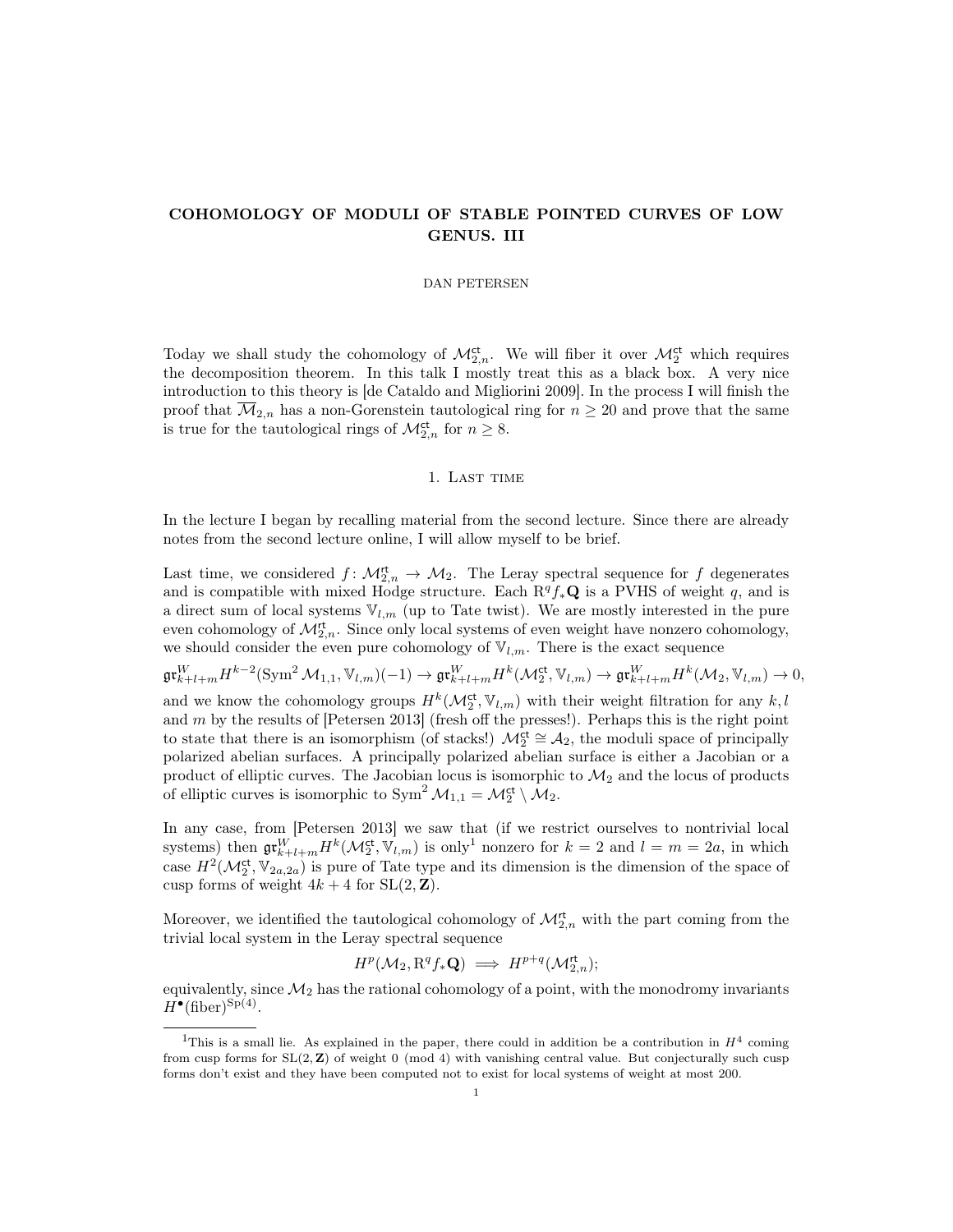# COHOMOLOGY OF MODULI OF STABLE POINTED CURVES OF LOW GENUS. III

DAN PETERSEN

Today we shall study the cohomology of $\mathcal{M}^{\mathsf{ct}}_{2,n}$. We will fiber it over $\mathcal{M}^{\mathsf{ct}}_2$ which requires the decomposition theorem. In this talk I mostly treat this as a black box. A very nice introduction to this theory is [de Cataldo and Migliorini 2009]. In the process I will finish the proof that $\overline{\mathcal{M}}_{2,n}$ has a non-Gorenstein tautological ring for $n \geq 20$ and prove that the same is true for the tautological rings of $\mathcal{M}^{\mathsf{ct}}_{2,n}$ for $n \geq 8$.

## 1. Last time

In the lecture I began by recalling material from the second lecture. Since there are already notes from the second lecture online, I will allow myself to be brief.

Last time, we considered $f\colon \mathcal{M}^{\mathsf{rt}}_{2,n} \to \mathcal{M}_2$. The Leray spectral sequence for $f$ degenerates and is compatible with mixed Hodge structure. Each $\mathrm{R}^q f_* \mathbf{Q}$ is a PVHS of weight $q$, and is a direct sum of local systems $\mathbb{V}_{l,m}$ (up to Tate twist). We are mostly interested in the pure even cohomology of $\mathcal{M}^{\mathsf{rt}}_{2,n}$. Since only local systems of even weight have nonzero cohomology, we should consider the even pure cohomology of $\mathbb{V}_{l,m}$. There is the exact sequence

$$\mathfrak{gr}^W_{k+l+m} H^{k-2}(\mathrm{Sym}^2 \mathcal{M}_{1,1}, \mathbb{V}_{l,m})(-1) \to \mathfrak{gr}^W_{k+l+m} H^k(\mathcal{M}^{\mathsf{ct}}_2, \mathbb{V}_{l,m}) \to \mathfrak{gr}^W_{k+l+m} H^k(\mathcal{M}_2, \mathbb{V}_{l,m}) \to 0,$$

and we know the cohomology groups $H^k(\mathcal{M}^{\mathsf{ct}}_2, \mathbb{V}_{l,m})$ with their weight filtration for any $k, l$ and $m$ by the results of [Petersen 2013] (fresh off the presses!). Perhaps this is the right point to state that there is an isomorphism (of stacks!) $\mathcal{M}^{\mathsf{ct}}_2 \cong \mathcal{A}_2$, the moduli space of principally polarized abelian surfaces. A principally polarized abelian surface is either a Jacobian or a product of elliptic curves. The Jacobian locus is isomorphic to $\mathcal{M}_2$ and the locus of products of elliptic curves is isomorphic to $\mathrm{Sym}^2 \mathcal{M}_{1,1} = \mathcal{M}^{\mathsf{ct}}_2 \setminus \mathcal{M}_2$.

In any case, from [Petersen 2013] we saw that (if we restrict ourselves to nontrivial local systems) then $\mathfrak{gr}^W_{k+l+m} H^k(\mathcal{M}^{\mathsf{ct}}_2, \mathbb{V}_{l,m})$ is only[1] nonzero for $k = 2$ and $l = m = 2a$, in which case $H^2(\mathcal{M}^{\mathsf{ct}}_2, \mathbb{V}_{2a,2a})$ is pure of Tate type and its dimension is the dimension of the space of cusp forms of weight $4k+4$ for $\mathrm{SL}(2, \mathbf{Z})$.

Moreover, we identified the tautological cohomology of $\mathcal{M}^{\mathsf{rt}}_{2,n}$ with the part coming from the trivial local system in the Leray spectral sequence

$$H^p(\mathcal{M}_2, \mathrm{R}^q f_* \mathbf{Q}) \implies H^{p+q}(\mathcal{M}^{\mathsf{rt}}_{2,n});$$

equivalently, since $\mathcal{M}_2$ has the rational cohomology of a point, with the monodromy invariants $H^\bullet(\text{fiber})^{\mathrm{Sp}(4)}$.

[1] This is a small lie. As explained in the paper, there could in addition be a contribution in $H^4$ coming from cusp forms for $\mathrm{SL}(2, \mathbf{Z})$ of weight 0 (mod 4) with vanishing central value. But conjecturally such cusp forms don't exist and they have been computed not to exist for local systems of weight at most 200.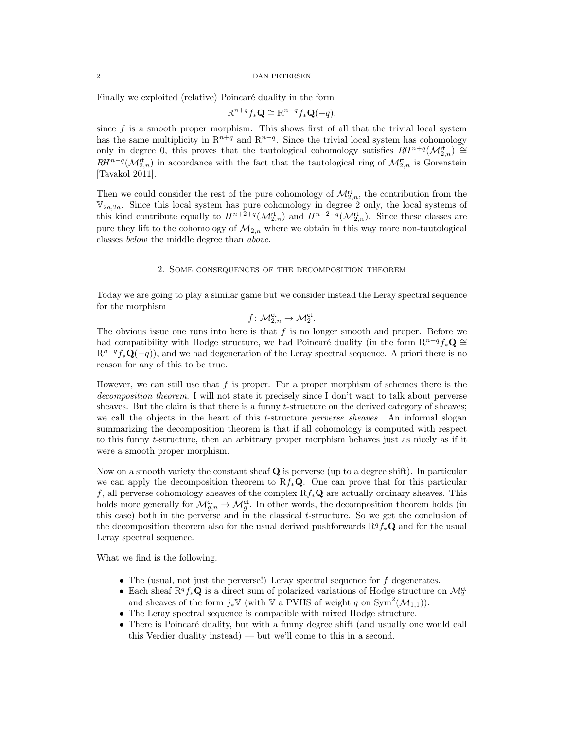Finally we exploited (relative) Poincaré duality in the form

$$\mathrm{R}^{n+q} f_* \mathbf{Q} \cong \mathrm{R}^{n-q} f_* \mathbf{Q}(-q),$$

since $f$ is a smooth proper morphism. This shows first of all that the trivial local system has the same multiplicity in $\mathrm{R}^{n+q}$ and $\mathrm{R}^{n-q}$. Since the trivial local system has cohomology only in degree 0, this proves that the tautological cohomology satisfies $RH^{n+q}(\mathcal{M}_{2,n}^{\mathsf{rt}}) \cong RH^{n-q}(\mathcal{M}_{2,n}^{\mathsf{rt}})$ in accordance with the fact that the tautological ring of $\mathcal{M}_{2,n}^{\mathsf{rt}}$ is Gorenstein [Tavakol 2011].

Then we could consider the rest of the pure cohomology of $\mathcal{M}_{2,n}^{\mathsf{rt}}$, the contribution from the $\mathbb{V}_{2a,2a}$. Since this local system has pure cohomology in degree 2 only, the local systems of this kind contribute equally to $H^{n+2+q}(\mathcal{M}_{2,n}^{\mathsf{rt}})$ and $H^{n+2-q}(\mathcal{M}_{2,n}^{\mathsf{rt}})$. Since these classes are pure they lift to the cohomology of $\overline{\mathcal{M}}_{2,n}$ where we obtain in this way more non-tautological classes *below* the middle degree than *above*.

## 2. Some consequences of the decomposition theorem

Today we are going to play a similar game but we consider instead the Leray spectral sequence for the morphism

$$f \colon \mathcal{M}_{2,n}^{\mathsf{ct}} \to \mathcal{M}_2^{\mathsf{ct}}.$$

The obvious issue one runs into here is that $f$ is no longer smooth and proper. Before we had compatibility with Hodge structure, we had Poincaré duality (in the form $\mathrm{R}^{n+q} f_* \mathbf{Q} \cong \mathrm{R}^{n-q} f_* \mathbf{Q}(-q)$), and we had degeneration of the Leray spectral sequence. A priori there is no reason for any of this to be true.

However, we can still use that $f$ is proper. For a proper morphism of schemes there is the *decomposition theorem*. I will not state it precisely since I don't want to talk about perverse sheaves. But the claim is that there is a funny $t$-structure on the derived category of sheaves; we call the objects in the heart of this $t$-structure *perverse sheaves*. An informal slogan summarizing the decomposition theorem is that if all cohomology is computed with respect to this funny $t$-structure, then an arbitrary proper morphism behaves just as nicely as if it were a smooth proper morphism.

Now on a smooth variety the constant sheaf $\mathbf{Q}$ is perverse (up to a degree shift). In particular we can apply the decomposition theorem to $\mathrm{R} f_* \mathbf{Q}$. One can prove that for this particular $f$, all perverse cohomology sheaves of the complex $\mathrm{R} f_* \mathbf{Q}$ are actually ordinary sheaves. This holds more generally for $\mathcal{M}_{g,n}^{\mathsf{ct}} \to \mathcal{M}_g^{\mathsf{ct}}$. In other words, the decomposition theorem holds (in this case) both in the perverse and in the classical $t$-structure. So we get the conclusion of the decomposition theorem also for the usual derived pushforwards $\mathrm{R}^q f_* \mathbf{Q}$ and for the usual Leray spectral sequence.

What we find is the following.

- The (usual, not just the perverse!) Leray spectral sequence for $f$ degenerates.
- Each sheaf $\mathrm{R}^q f_* \mathbf{Q}$ is a direct sum of polarized variations of Hodge structure on $\mathcal{M}_2^{\mathsf{ct}}$ and sheaves of the form $j_* \mathbb{V}$ (with $\mathbb{V}$ a PVHS of weight $q$ on $\mathrm{Sym}^2(\mathcal{M}_{1,1})$).
- The Leray spectral sequence is compatible with mixed Hodge structure.
- There is Poincaré duality, but with a funny degree shift (and usually one would call this Verdier duality instead) — but we'll come to this in a second.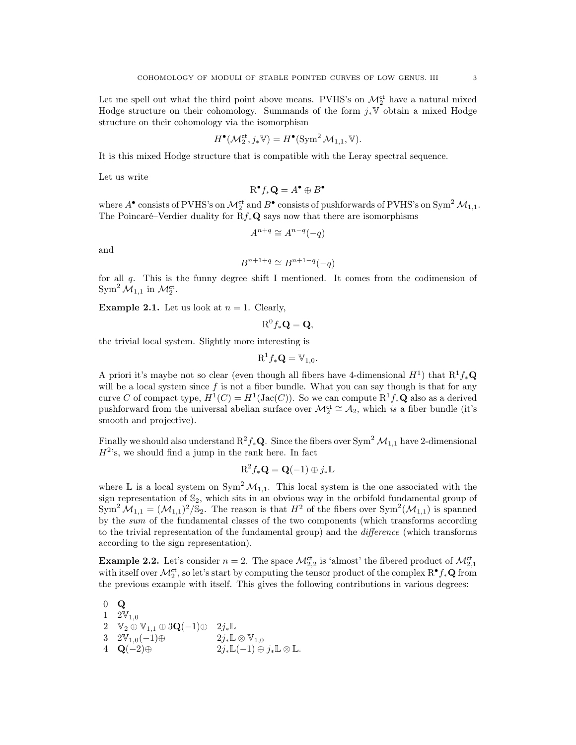Let me spell out what the third point above means. PVHS's on $\mathcal{M}_2^{\mathsf{ct}}$ have a natural mixed Hodge structure on their cohomology. Summands of the form $j_*\mathbb{V}$ obtain a mixed Hodge structure on their cohomology via the isomorphism

$$H^\bullet(\mathcal{M}_2^{\mathsf{ct}}, j_*\mathbb{V}) = H^\bullet(\operatorname{Sym}^2 \mathcal{M}_{1,1}, \mathbb{V}).$$

It is this mixed Hodge structure that is compatible with the Leray spectral sequence.

Let us write

$$\mathrm{R}^\bullet f_* \mathbf{Q} = A^\bullet \oplus B^\bullet$$

where $A^\bullet$ consists of PVHS's on $\mathcal{M}_2^{\mathsf{ct}}$ and $B^\bullet$ consists of pushforwards of PVHS's on $\operatorname{Sym}^2 \mathcal{M}_{1,1}$. The Poincaré–Verdier duality for $\mathrm{R}f_*\mathbf{Q}$ says now that there are isomorphisms

$$A^{n+q} \cong A^{n-q}(-q)$$

and

$$B^{n+1+q} \cong B^{n+1-q}(-q)$$

for all $q$. This is the funny degree shift I mentioned. It comes from the codimension of $\operatorname{Sym}^2 \mathcal{M}_{1,1}$ in $\mathcal{M}_2^{\mathsf{ct}}$.

**Example 2.1.** Let us look at $n = 1$. Clearly,

$$\mathrm{R}^0 f_* \mathbf{Q} = \mathbf{Q},$$

the trivial local system. Slightly more interesting is

$$\mathrm{R}^1 f_* \mathbf{Q} = \mathbb{V}_{1,0}.$$

A priori it's maybe not so clear (even though all fibers have 4-dimensional $H^1$) that $\mathrm{R}^1 f_*\mathbf{Q}$ will be a local system since $f$ is not a fiber bundle. What you can say though is that for any curve $C$ of compact type, $H^1(C) = H^1(\operatorname{Jac}(C))$. So we can compute $\mathrm{R}^1 f_*\mathbf{Q}$ also as a derived pushforward from the universal abelian surface over $\mathcal{M}_2^{\mathsf{ct}} \cong \mathcal{A}_2$, which *is* a fiber bundle (it's smooth and projective).

Finally we should also understand $\mathrm{R}^2 f_* \mathbf{Q}$. Since the fibers over $\operatorname{Sym}^2 \mathcal{M}_{1,1}$ have 2-dimensional $H^2$'s, we should find a jump in the rank here. In fact

$$\mathrm{R}^2 f_* \mathbf{Q} = \mathbf{Q}(-1) \oplus j_* \mathbb{L}$$

where $\mathbb{L}$ is a local system on $\operatorname{Sym}^2 \mathcal{M}_{1,1}$. This local system is the one associated with the sign representation of $\mathbb{S}_2$, which sits in an obvious way in the orbifold fundamental group of $\operatorname{Sym}^2 \mathcal{M}_{1,1} = (\mathcal{M}_{1,1})^2/\mathbb{S}_2$. The reason is that $H^2$ of the fibers over $\operatorname{Sym}^2(\mathcal{M}_{1,1})$ is spanned by the *sum* of the fundamental classes of the two components (which transforms according to the trivial representation of the fundamental group) and the *difference* (which transforms according to the sign representation).

**Example 2.2.** Let's consider $n = 2$. The space $\mathcal{M}_{2,2}^{\mathsf{ct}}$ is 'almost' the fibered product of $\mathcal{M}_{2,1}^{\mathsf{ct}}$ with itself over $\mathcal{M}_2^{\mathsf{ct}}$, so let's start by computing the tensor product of the complex $\mathrm{R}^\bullet f_*\mathbf{Q}$ from the previous example with itself. This gives the following contributions in various degrees:

| | | |
|---|---|---|
| 0 | $\mathbf{Q}$ | |
| 1 | $2\mathbb{V}_{1,0}$ | |
| 2 | $\mathbb{V}_2 \oplus \mathbb{V}_{1,1} \oplus 3\mathbf{Q}(-1)\oplus$ | $2j_*\mathbb{L}$ |
| 3 | $2\mathbb{V}_{1,0}(-1)\oplus$ | $2j_*\mathbb{L} \otimes \mathbb{V}_{1,0}$ |
| 4 | $\mathbf{Q}(-2)\oplus$ | $2j_*\mathbb{L}(-1) \oplus j_*\mathbb{L} \otimes \mathbb{L}.$ |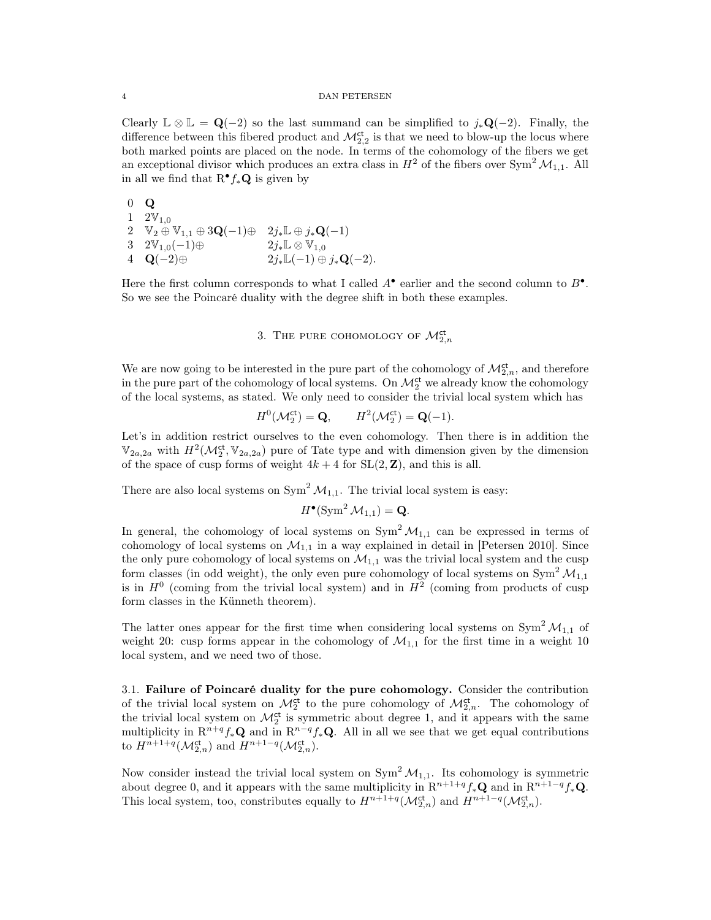Clearly $\mathbb{L} \otimes \mathbb{L} = \mathbf{Q}(-2)$ so the last summand can be simplified to $j_*\mathbf{Q}(-2)$. Finally, the difference between this fibered product and $\mathcal{M}_{2,2}^{\mathsf{ct}}$ is that we need to blow-up the locus where both marked points are placed on the node. In terms of the cohomology of the fibers we get an exceptional divisor which produces an extra class in $H^2$ of the fibers over $\mathrm{Sym}^2 \mathcal{M}_{1,1}$. All in all we find that $\mathrm{R}^\bullet f_* \mathbf{Q}$ is given by

| | | |
|---|---|---|
| 0 | $\mathbf{Q}$ | |
| 1 | $2\mathbb{V}_{1,0}$ | |
| 2 | $\mathbb{V}_2 \oplus \mathbb{V}_{1,1} \oplus 3\mathbf{Q}(-1) \oplus$ | $2j_*\mathbb{L} \oplus j_*\mathbf{Q}(-1)$ |
| 3 | $2\mathbb{V}_{1,0}(-1) \oplus$ | $2j_*\mathbb{L} \otimes \mathbb{V}_{1,0}$ |
| 4 | $\mathbf{Q}(-2) \oplus$ | $2j_*\mathbb{L}(-1) \oplus j_*\mathbf{Q}(-2).$ |

Here the first column corresponds to what I called $A^\bullet$ earlier and the second column to $B^\bullet$. So we see the Poincaré duality with the degree shift in both these examples.

## 3. The pure cohomology of $\mathcal{M}_{2,n}^{\mathsf{ct}}$

We are now going to be interested in the pure part of the cohomology of $\mathcal{M}_{2,n}^{\mathsf{ct}}$, and therefore in the pure part of the cohomology of local systems. On $\mathcal{M}_2^{\mathsf{ct}}$ we already know the cohomology of the local systems, as stated. We only need to consider the trivial local system which has

$$H^0(\mathcal{M}_2^{\mathsf{ct}}) = \mathbf{Q}, \qquad H^2(\mathcal{M}_2^{\mathsf{ct}}) = \mathbf{Q}(-1).$$

Let's in addition restrict ourselves to the even cohomology. Then there is in addition the $\mathbb{V}_{2a,2a}$ with $H^2(\mathcal{M}_2^{\mathsf{ct}}, \mathbb{V}_{2a,2a})$ pure of Tate type and with dimension given by the dimension of the space of cusp forms of weight $4k+4$ for $\mathrm{SL}(2, \mathbf{Z})$, and this is all.

There are also local systems on $\mathrm{Sym}^2 \mathcal{M}_{1,1}$. The trivial local system is easy:

$$H^\bullet(\mathrm{Sym}^2 \mathcal{M}_{1,1}) = \mathbf{Q}.$$

In general, the cohomology of local systems on $\mathrm{Sym}^2 \mathcal{M}_{1,1}$ can be expressed in terms of cohomology of local systems on $\mathcal{M}_{1,1}$ in a way explained in detail in [Petersen 2010]. Since the only pure cohomology of local systems on $\mathcal{M}_{1,1}$ was the trivial local system and the cusp form classes (in odd weight), the only even pure cohomology of local systems on $\mathrm{Sym}^2 \mathcal{M}_{1,1}$ is in $H^0$ (coming from the trivial local system) and in $H^2$ (coming from products of cusp form classes in the Künneth theorem).

The latter ones appear for the first time when considering local systems on $\mathrm{Sym}^2 \mathcal{M}_{1,1}$ of weight 20: cusp forms appear in the cohomology of $\mathcal{M}_{1,1}$ for the first time in a weight 10 local system, and we need two of those.

3.1. **Failure of Poincaré duality for the pure cohomology.** Consider the contribution of the trivial local system on $\mathcal{M}_2^{\mathsf{ct}}$ to the pure cohomology of $\mathcal{M}_{2,n}^{\mathsf{ct}}$. The cohomology of the trivial local system on $\mathcal{M}_2^{\mathsf{ct}}$ is symmetric about degree 1, and it appears with the same multiplicity in $\mathrm{R}^{n+q} f_* \mathbf{Q}$ and in $\mathrm{R}^{n-q} f_* \mathbf{Q}$. All in all we see that we get equal contributions to $H^{n+1+q}(\mathcal{M}_{2,n}^{\mathsf{ct}})$ and $H^{n+1-q}(\mathcal{M}_{2,n}^{\mathsf{ct}})$.

Now consider instead the trivial local system on $\mathrm{Sym}^2 \mathcal{M}_{1,1}$. Its cohomology is symmetric about degree 0, and it appears with the same multiplicity in $\mathrm{R}^{n+1+q} f_* \mathbf{Q}$ and in $\mathrm{R}^{n+1-q} f_* \mathbf{Q}$. This local system, too, constributes equally to $H^{n+1+q}(\mathcal{M}_{2,n}^{\mathsf{ct}})$ and $H^{n+1-q}(\mathcal{M}_{2,n}^{\mathsf{ct}})$.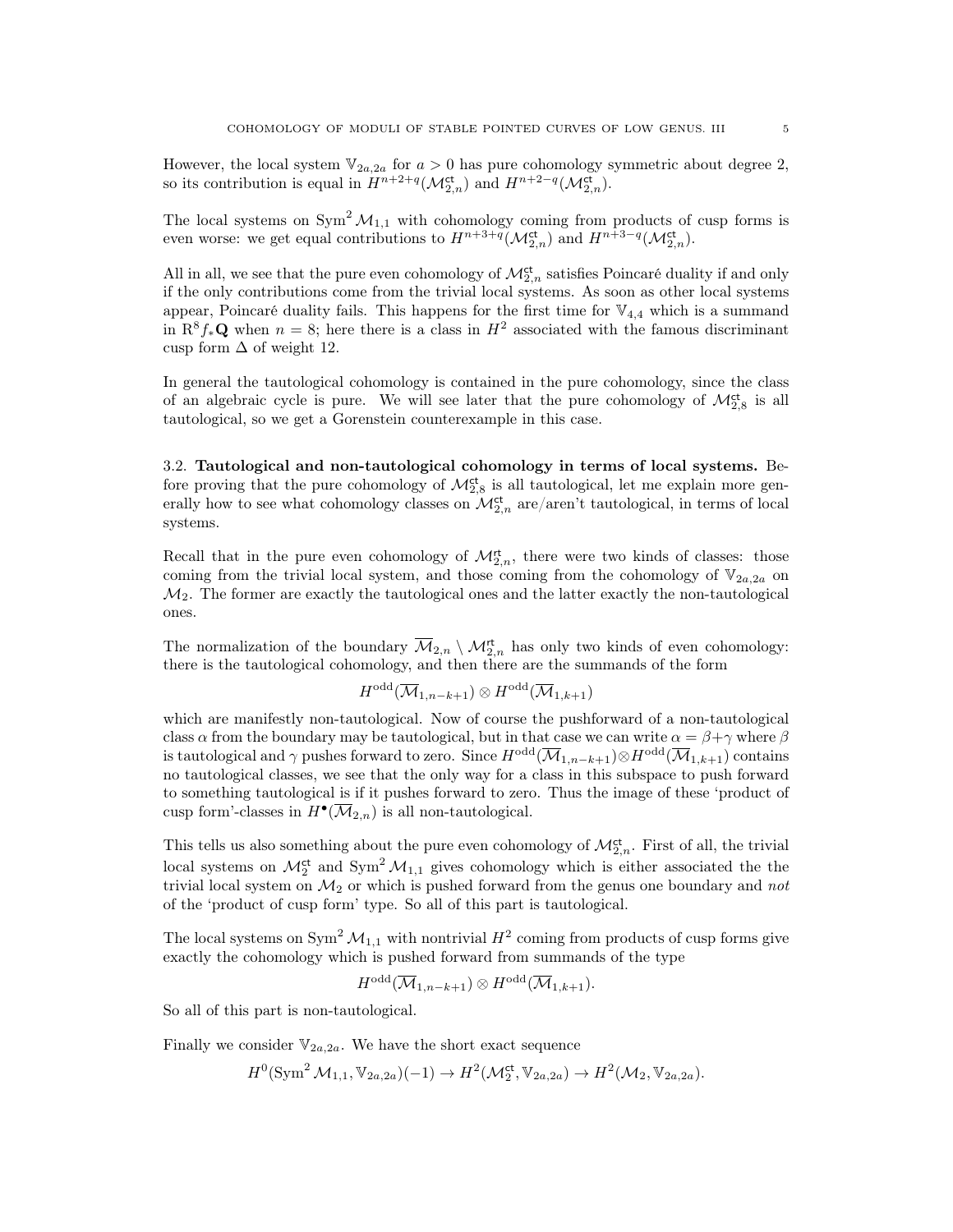However, the local system $\mathbb{V}_{2a,2a}$ for $a > 0$ has pure cohomology symmetric about degree 2, so its contribution is equal in $H^{n+2+q}(\mathcal{M}_{2,n}^{\mathsf{ct}})$ and $H^{n+2-q}(\mathcal{M}_{2,n}^{\mathsf{ct}})$.

The local systems on $\mathrm{Sym}^2 \mathcal{M}_{1,1}$ with cohomology coming from products of cusp forms is even worse: we get equal contributions to $H^{n+3+q}(\mathcal{M}_{2,n}^{\mathsf{ct}})$ and $H^{n+3-q}(\mathcal{M}_{2,n}^{\mathsf{ct}})$.

All in all, we see that the pure even cohomology of $\mathcal{M}_{2,n}^{\mathsf{ct}}$ satisfies Poincaré duality if and only if the only contributions come from the trivial local systems. As soon as other local systems appear, Poincaré duality fails. This happens for the first time for $\mathbb{V}_{4,4}$ which is a summand in $\mathrm{R}^8 f_* \mathbf{Q}$ when $n = 8$; here there is a class in $H^2$ associated with the famous discriminant cusp form $\Delta$ of weight 12.

In general the tautological cohomology is contained in the pure cohomology, since the class of an algebraic cycle is pure. We will see later that the pure cohomology of $\mathcal{M}_{2,8}^{\mathsf{ct}}$ is all tautological, so we get a Gorenstein counterexample in this case.

**3.2. Tautological and non-tautological cohomology in terms of local systems.** Before proving that the pure cohomology of $\mathcal{M}_{2,8}^{\mathsf{ct}}$ is all tautological, let me explain more generally how to see what cohomology classes on $\mathcal{M}_{2,n}^{\mathsf{ct}}$ are/aren't tautological, in terms of local systems.

Recall that in the pure even cohomology of $\mathcal{M}_{2,n}^{\mathsf{rt}}$, there were two kinds of classes: those coming from the trivial local system, and those coming from the cohomology of $\mathbb{V}_{2a,2a}$ on $\mathcal{M}_2$. The former are exactly the tautological ones and the latter exactly the non-tautological ones.

The normalization of the boundary $\overline{\mathcal{M}}_{2,n} \setminus \mathcal{M}_{2,n}^{\mathsf{rt}}$ has only two kinds of even cohomology: there is the tautological cohomology, and then there are the summands of the form

$$H^{\mathrm{odd}}(\overline{\mathcal{M}}_{1,n-k+1}) \otimes H^{\mathrm{odd}}(\overline{\mathcal{M}}_{1,k+1})$$

which are manifestly non-tautological. Now of course the pushforward of a non-tautological class $\alpha$ from the boundary may be tautological, but in that case we can write $\alpha = \beta + \gamma$ where $\beta$ is tautological and $\gamma$ pushes forward to zero. Since $H^{\mathrm{odd}}(\overline{\mathcal{M}}_{1,n-k+1}) \otimes H^{\mathrm{odd}}(\overline{\mathcal{M}}_{1,k+1})$ contains no tautological classes, we see that the only way for a class in this subspace to push forward to something tautological is if it pushes forward to zero. Thus the image of these 'product of cusp form'-classes in $H^\bullet(\overline{\mathcal{M}}_{2,n})$ is all non-tautological.

This tells us also something about the pure even cohomology of $\mathcal{M}_{2,n}^{\mathsf{ct}}$. First of all, the trivial local systems on $\mathcal{M}_2^{\mathsf{ct}}$ and $\mathrm{Sym}^2 \mathcal{M}_{1,1}$ gives cohomology which is either associated the the trivial local system on $\mathcal{M}_2$ or which is pushed forward from the genus one boundary and *not* of the 'product of cusp form' type. So all of this part is tautological.

The local systems on $\mathrm{Sym}^2 \mathcal{M}_{1,1}$ with nontrivial $H^2$ coming from products of cusp forms give exactly the cohomology which is pushed forward from summands of the type

$$H^{\mathrm{odd}}(\overline{\mathcal{M}}_{1,n-k+1}) \otimes H^{\mathrm{odd}}(\overline{\mathcal{M}}_{1,k+1}).$$

So all of this part is non-tautological.

Finally we consider $\mathbb{V}_{2a,2a}$. We have the short exact sequence

$$H^0(\mathrm{Sym}^2 \mathcal{M}_{1,1}, \mathbb{V}_{2a,2a})(-1) \to H^2(\mathcal{M}_2^{\mathsf{ct}}, \mathbb{V}_{2a,2a}) \to H^2(\mathcal{M}_2, \mathbb{V}_{2a,2a}).$$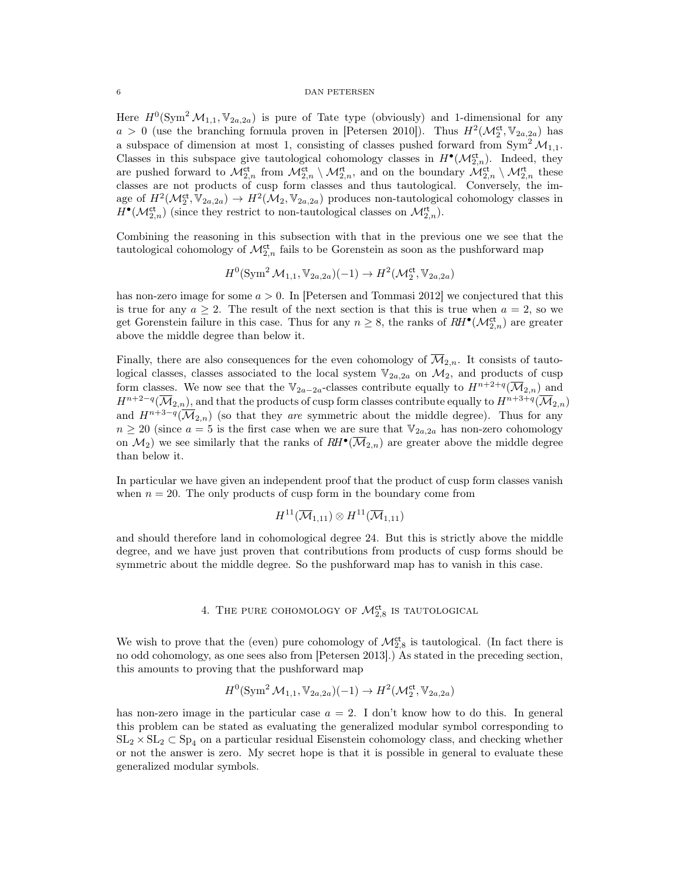Here $H^0(\mathrm{Sym}^2\,\mathcal{M}_{1,1}, \mathbb{V}_{2a,2a})$ is pure of Tate type (obviously) and 1-dimensional for any $a > 0$ (use the branching formula proven in [Petersen 2010]). Thus $H^2(\mathcal{M}_2^{\mathsf{ct}}, \mathbb{V}_{2a,2a})$ has a subspace of dimension at most 1, consisting of classes pushed forward from $\mathrm{Sym}^2\,\mathcal{M}_{1,1}$. Classes in this subspace give tautological cohomology classes in $H^\bullet(\mathcal{M}_{2,n}^{\mathsf{ct}})$. Indeed, they are pushed forward to $\mathcal{M}_{2,n}^{\mathsf{ct}}$ from $\mathcal{M}_{2,n}^{\mathsf{ct}} \setminus \mathcal{M}_{2,n}^{\mathsf{rt}}$, and on the boundary $\mathcal{M}_{2,n}^{\mathsf{ct}} \setminus \mathcal{M}_{2,n}^{\mathsf{rt}}$ these classes are not products of cusp form classes and thus tautological. Conversely, the image of $H^2(\mathcal{M}_2^{\mathsf{ct}}, \mathbb{V}_{2a,2a}) \to H^2(\mathcal{M}_2, \mathbb{V}_{2a,2a})$ produces non-tautological cohomology classes in $H^\bullet(\mathcal{M}_{2,n}^{\mathsf{ct}})$ (since they restrict to non-tautological classes on $\mathcal{M}_{2,n}^{\mathsf{rt}}$).

Combining the reasoning in this subsection with that in the previous one we see that the tautological cohomology of $\mathcal{M}_{2,n}^{\mathsf{ct}}$ fails to be Gorenstein as soon as the pushforward map

$$H^0(\mathrm{Sym}^2\,\mathcal{M}_{1,1}, \mathbb{V}_{2a,2a})(-1) \to H^2(\mathcal{M}_2^{\mathsf{ct}}, \mathbb{V}_{2a,2a})$$

has non-zero image for some $a > 0$. In [Petersen and Tommasi 2012] we conjectured that this is true for any $a \geq 2$. The result of the next section is that this is true when $a = 2$, so we get Gorenstein failure in this case. Thus for any $n \geq 8$, the ranks of $RH^\bullet(\mathcal{M}_{2,n}^{\mathsf{ct}})$ are greater above the middle degree than below it.

Finally, there are also consequences for the even cohomology of $\overline{\mathcal{M}}_{2,n}$. It consists of tautological classes, classes associated to the local system $\mathbb{V}_{2a,2a}$ on $\mathcal{M}_2$, and products of cusp form classes. We now see that the $\mathbb{V}_{2a-2a}$-classes contribute equally to $H^{n+2+q}(\overline{\mathcal{M}}_{2,n})$ and $H^{n+2-q}(\overline{\mathcal{M}}_{2,n})$, and that the products of cusp form classes contribute equally to $H^{n+3+q}(\overline{\mathcal{M}}_{2,n})$ and $H^{n+3-q}(\overline{\mathcal{M}}_{2,n})$ (so that they *are* symmetric about the middle degree). Thus for any $n \geq 20$ (since $a = 5$ is the first case when we are sure that $\mathbb{V}_{2a,2a}$ has non-zero cohomology on $\mathcal{M}_2$) we see similarly that the ranks of $RH^\bullet(\overline{\mathcal{M}}_{2,n})$ are greater above the middle degree than below it.

In particular we have given an independent proof that the product of cusp form classes vanish when $n = 20$. The only products of cusp form in the boundary come from

$$H^{11}(\overline{\mathcal{M}}_{1,11}) \otimes H^{11}(\overline{\mathcal{M}}_{1,11})$$

and should therefore land in cohomological degree 24. But this is strictly above the middle degree, and we have just proven that contributions from products of cusp forms should be symmetric about the middle degree. So the pushforward map has to vanish in this case.

## 4. The pure cohomology of $\mathcal{M}_{2,8}^{\mathsf{ct}}$ is tautological

We wish to prove that the (even) pure cohomology of $\mathcal{M}_{2,8}^{\mathsf{ct}}$ is tautological. (In fact there is no odd cohomology, as one sees also from [Petersen 2013].) As stated in the preceding section, this amounts to proving that the pushforward map

$$H^0(\mathrm{Sym}^2\,\mathcal{M}_{1,1}, \mathbb{V}_{2a,2a})(-1) \to H^2(\mathcal{M}_2^{\mathsf{ct}}, \mathbb{V}_{2a,2a})$$

has non-zero image in the particular case $a = 2$. I don't know how to do this. In general this problem can be stated as evaluating the generalized modular symbol corresponding to $\mathrm{SL}_2 \times \mathrm{SL}_2 \subset \mathrm{Sp}_4$ on a particular residual Eisenstein cohomology class, and checking whether or not the answer is zero. My secret hope is that it is possible in general to evaluate these generalized modular symbols.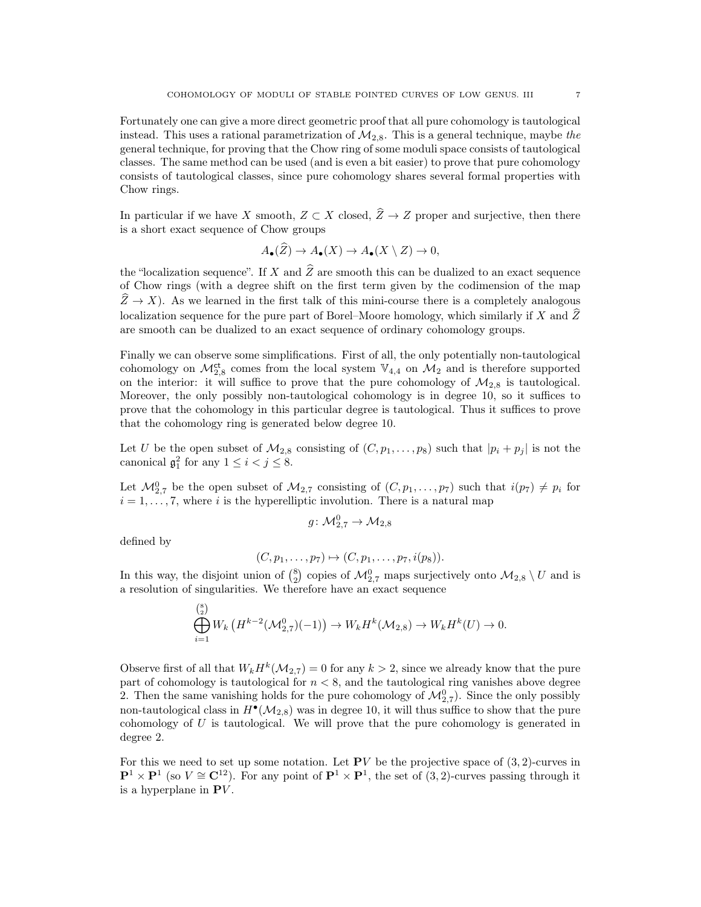Fortunately one can give a more direct geometric proof that all pure cohomology is tautological instead. This uses a rational parametrization of $\mathcal{M}_{2,8}$. This is a general technique, maybe *the* general technique, for proving that the Chow ring of some moduli space consists of tautological classes. The same method can be used (and is even a bit easier) to prove that pure cohomology consists of tautological classes, since pure cohomology shares several formal properties with Chow rings.

In particular if we have $X$ smooth, $Z \subset X$ closed, $\widehat{Z} \to Z$ proper and surjective, then there is a short exact sequence of Chow groups

$$A_\bullet(\widehat{Z}) \to A_\bullet(X) \to A_\bullet(X \setminus Z) \to 0,$$

the "localization sequence". If $X$ and $\widehat{Z}$ are smooth this can be dualized to an exact sequence of Chow rings (with a degree shift on the first term given by the codimension of the map $\widehat{Z} \to X$). As we learned in the first talk of this mini-course there is a completely analogous localization sequence for the pure part of Borel–Moore homology, which similarly if $X$ and $\widehat{Z}$ are smooth can be dualized to an exact sequence of ordinary cohomology groups.

Finally we can observe some simplifications. First of all, the only potentially non-tautological cohomology on $\mathcal{M}_{2,8}^{\mathrm{ct}}$ comes from the local system $\mathbb{V}_{4,4}$ on $\mathcal{M}_2$ and is therefore supported on the interior: it will suffice to prove that the pure cohomology of $\mathcal{M}_{2,8}$ is tautological. Moreover, the only possibly non-tautological cohomology is in degree 10, so it suffices to prove that the cohomology in this particular degree is tautological. Thus it suffices to prove that the cohomology ring is generated below degree 10.

Let $U$ be the open subset of $\mathcal{M}_{2,8}$ consisting of $(C, p_1, \ldots, p_8)$ such that $|p_i + p_j|$ is not the canonical $\mathfrak{g}^2_1$ for any $1 \leq i < j \leq 8$.

Let $\mathcal{M}_{2,7}^0$ be the open subset of $\mathcal{M}_{2,7}$ consisting of $(C, p_1, \ldots, p_7)$ such that $i(p_7) \neq p_i$ for $i = 1, \ldots, 7$, where $i$ is the hyperelliptic involution. There is a natural map

$$g \colon \mathcal{M}_{2,7}^0 \to \mathcal{M}_{2,8}$$

defined by

$$(C, p_1, \ldots, p_7) \mapsto (C, p_1, \ldots, p_7, i(p_8)).$$

In this way, the disjoint union of $\binom{8}{2}$ copies of $\mathcal{M}_{2,7}^0$ maps surjectively onto $\mathcal{M}_{2,8} \setminus U$ and is a resolution of singularities. We therefore have an exact sequence

$$\bigoplus_{i=1}^{\binom{8}{2}} W_k \left( H^{k-2}(\mathcal{M}_{2,7}^0)(-1) \right) \to W_k H^k(\mathcal{M}_{2,8}) \to W_k H^k(U) \to 0.$$

Observe first of all that $W_k H^k(\mathcal{M}_{2,7}) = 0$ for any $k > 2$, since we already know that the pure part of cohomology is tautological for $n < 8$, and the tautological ring vanishes above degree 2. Then the same vanishing holds for the pure cohomology of $\mathcal{M}_{2,7}^0$). Since the only possibly non-tautological class in $H^\bullet(\mathcal{M}_{2,8})$ was in degree 10, it will thus suffice to show that the pure cohomology of $U$ is tautological. We will prove that the pure cohomology is generated in degree 2.

For this we need to set up some notation. Let $\mathbf{P}V$ be the projective space of $(3,2)$-curves in $\mathbf{P}^1 \times \mathbf{P}^1$ (so $V \cong \mathbf{C}^{12}$). For any point of $\mathbf{P}^1 \times \mathbf{P}^1$, the set of $(3,2)$-curves passing through it is a hyperplane in $\mathbf{P}V$.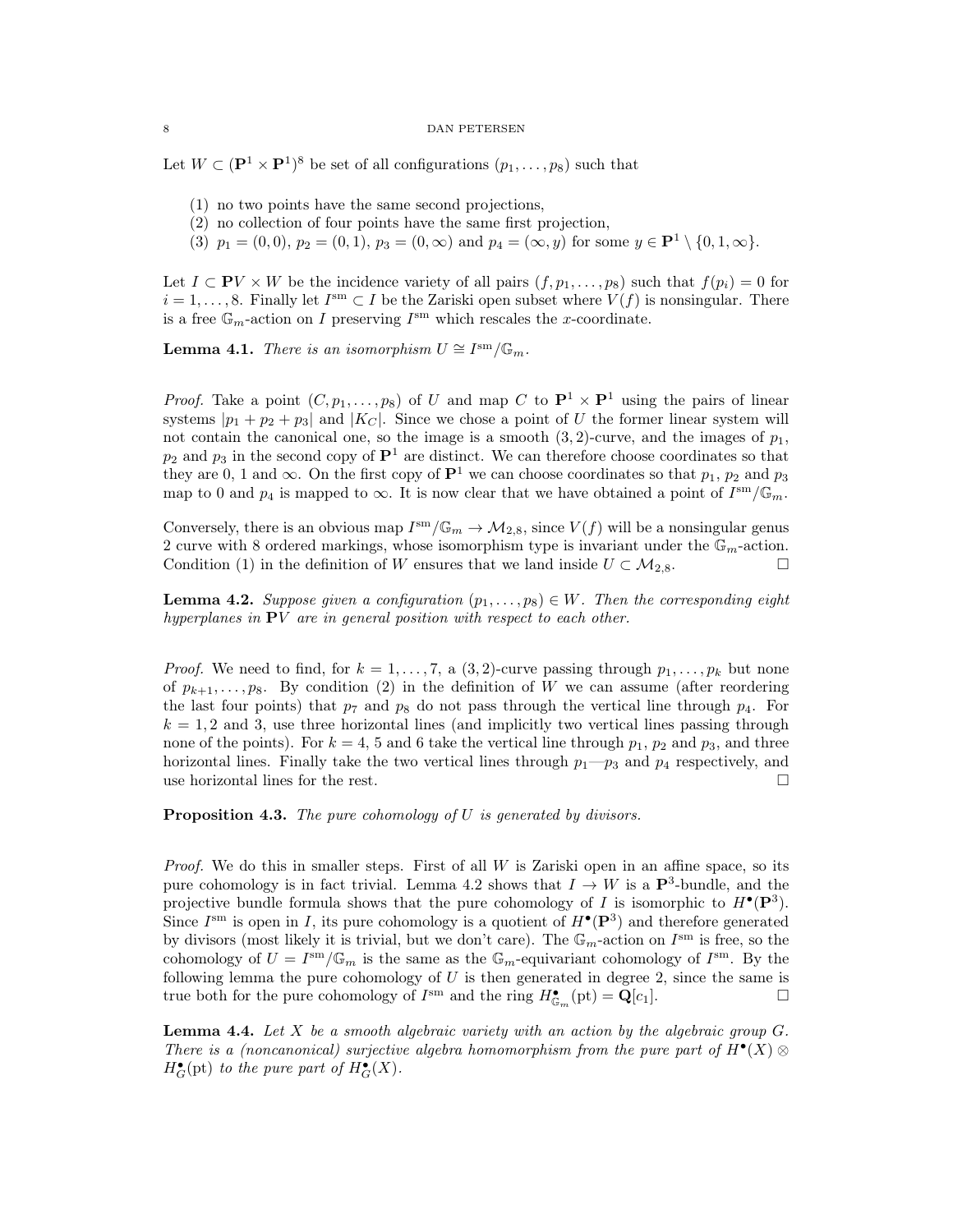Let $W \subset (\mathbf{P}^1 \times \mathbf{P}^1)^8$ be set of all configurations $(p_1, \ldots, p_8)$ such that

1. no two points have the same second projections,
2. no collection of four points have the same first projection,
3. $p_1 = (0, 0)$, $p_2 = (0, 1)$, $p_3 = (0, \infty)$ and $p_4 = (\infty, y)$ for some $y \in \mathbf{P}^1 \setminus \{0, 1, \infty\}$.

Let $I \subset \mathbf{P}V \times W$ be the incidence variety of all pairs $(f, p_1, \ldots, p_8)$ such that $f(p_i) = 0$ for $i = 1, \ldots, 8$. Finally let $I^{\mathrm{sm}} \subset I$ be the Zariski open subset where $V(f)$ is nonsingular. There is a free $\mathbb{G}_m$-action on $I$ preserving $I^{\mathrm{sm}}$ which rescales the $x$-coordinate.

**Lemma 4.1.** *There is an isomorphism $U \cong I^{\mathrm{sm}}/\mathbb{G}_m$.*

*Proof.* Take a point $(C, p_1, \ldots, p_8)$ of $U$ and map $C$ to $\mathbf{P}^1 \times \mathbf{P}^1$ using the pairs of linear systems $|p_1 + p_2 + p_3|$ and $|K_C|$. Since we chose a point of $U$ the former linear system will not contain the canonical one, so the image is a smooth $(3, 2)$-curve, and the images of $p_1$, $p_2$ and $p_3$ in the second copy of $\mathbf{P}^1$ are distinct. We can therefore choose coordinates so that they are 0, 1 and $\infty$. On the first copy of $\mathbf{P}^1$ we can choose coordinates so that $p_1$, $p_2$ and $p_3$ map to 0 and $p_4$ is mapped to $\infty$. It is now clear that we have obtained a point of $I^{\mathrm{sm}}/\mathbb{G}_m$.

Conversely, there is an obvious map $I^{\mathrm{sm}}/\mathbb{G}_m \to \mathcal{M}_{2,8}$, since $V(f)$ will be a nonsingular genus 2 curve with 8 ordered markings, whose isomorphism type is invariant under the $\mathbb{G}_m$-action. Condition (1) in the definition of $W$ ensures that we land inside $U \subset \mathcal{M}_{2,8}$. □

**Lemma 4.2.** *Suppose given a configuration $(p_1, \ldots, p_8) \in W$. Then the corresponding eight hyperplanes in $\mathbf{P}V$ are in general position with respect to each other.*

*Proof.* We need to find, for $k = 1, \ldots, 7$, a $(3, 2)$-curve passing through $p_1, \ldots, p_k$ but none of $p_{k+1}, \ldots, p_8$. By condition (2) in the definition of $W$ we can assume (after reordering the last four points) that $p_7$ and $p_8$ do not pass through the vertical line through $p_4$. For $k = 1, 2$ and 3, use three horizontal lines (and implicitly two vertical lines passing through none of the points). For $k = 4$, 5 and 6 take the vertical line through $p_1$, $p_2$ and $p_3$, and three horizontal lines. Finally take the two vertical lines through $p_1$—$p_3$ and $p_4$ respectively, and use horizontal lines for the rest. □

**Proposition 4.3.** *The pure cohomology of $U$ is generated by divisors.*

*Proof.* We do this in smaller steps. First of all $W$ is Zariski open in an affine space, so its pure cohomology is in fact trivial. Lemma 4.2 shows that $I \to W$ is a $\mathbf{P}^3$-bundle, and the projective bundle formula shows that the pure cohomology of $I$ is isomorphic to $H^\bullet(\mathbf{P}^3)$. Since $I^{\mathrm{sm}}$ is open in $I$, its pure cohomology is a quotient of $H^\bullet(\mathbf{P}^3)$ and therefore generated by divisors (most likely it is trivial, but we don't care). The $\mathbb{G}_m$-action on $I^{\mathrm{sm}}$ is free, so the cohomology of $U = I^{\mathrm{sm}}/\mathbb{G}_m$ is the same as the $\mathbb{G}_m$-equivariant cohomology of $I^{\mathrm{sm}}$. By the following lemma the pure cohomology of $U$ is then generated in degree 2, since the same is true both for the pure cohomology of $I^{\mathrm{sm}}$ and the ring $H^\bullet_{\mathbb{G}_m}(\mathrm{pt}) = \mathbf{Q}[c_1]$. □

**Lemma 4.4.** *Let $X$ be a smooth algebraic variety with an action by the algebraic group $G$. There is a (noncanonical) surjective algebra homomorphism from the pure part of $H^\bullet(X) \otimes H^\bullet_G(\mathrm{pt})$ to the pure part of $H^\bullet_G(X)$.*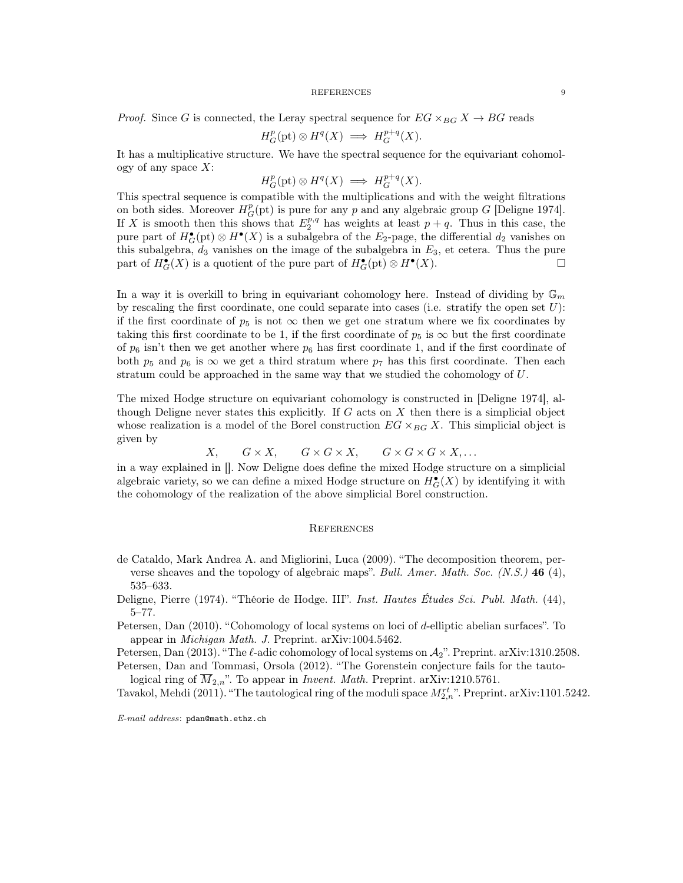*Proof.* Since $G$ is connected, the Leray spectral sequence for $EG \times_{BG} X \to BG$ reads

$$H_G^p(\mathrm{pt}) \otimes H^q(X) \implies H_G^{p+q}(X).$$

It has a multiplicative structure. We have the spectral sequence for the equivariant cohomology of any space $X$:

$$H_G^p(\mathrm{pt}) \otimes H^q(X) \implies H_G^{p+q}(X).$$

This spectral sequence is compatible with the multiplications and with the weight filtrations on both sides. Moreover $H_G^p(\mathrm{pt})$ is pure for any $p$ and any algebraic group $G$ [Deligne 1974]. If $X$ is smooth then this shows that $E_2^{p,q}$ has weights at least $p+q$. Thus in this case, the pure part of $H_G^\bullet(\mathrm{pt}) \otimes H^\bullet(X)$ is a subalgebra of the $E_2$-page, the differential $d_2$ vanishes on this subalgebra, $d_3$ vanishes on the image of the subalgebra in $E_3$, et cetera. Thus the pure part of $H_G^\bullet(X)$ is a quotient of the pure part of $H_G^\bullet(\mathrm{pt}) \otimes H^\bullet(X)$. □

In a way it is overkill to bring in equivariant cohomology here. Instead of dividing by $\mathbb{G}_m$ by rescaling the first coordinate, one could separate into cases (i.e. stratify the open set $U$): if the first coordinate of $p_5$ is not $\infty$ then we get one stratum where we fix coordinates by taking this first coordinate to be 1, if the first coordinate of $p_5$ is $\infty$ but the first coordinate of $p_6$ isn't then we get another where $p_6$ has first coordinate 1, and if the first coordinate of both $p_5$ and $p_6$ is $\infty$ we get a third stratum where $p_7$ has this first coordinate. Then each stratum could be approached in the same way that we studied the cohomology of $U$.

The mixed Hodge structure on equivariant cohomology is constructed in [Deligne 1974], although Deligne never states this explicitly. If $G$ acts on $X$ then there is a simplicial object whose realization is a model of the Borel construction $EG \times_{BG} X$. This simplicial object is given by

$$X, \qquad G \times X, \qquad G \times G \times X, \qquad G \times G \times G \times X, \ldots$$

in a way explained in []. Now Deligne does define the mixed Hodge structure on a simplicial algebraic variety, so we can define a mixed Hodge structure on $H_G^\bullet(X)$ by identifying it with the cohomology of the realization of the above simplicial Borel construction.

## References

de Cataldo, Mark Andrea A. and Migliorini, Luca (2009). "The decomposition theorem, perverse sheaves and the topology of algebraic maps". *Bull. Amer. Math. Soc. (N.S.)* **46** (4), 535–633.

Deligne, Pierre (1974). "Théorie de Hodge. III". *Inst. Hautes Études Sci. Publ. Math.* (44), 5–77.

Petersen, Dan (2010). "Cohomology of local systems on loci of $d$-elliptic abelian surfaces". To appear in *Michigan Math. J.* Preprint. arXiv:1004.5462.

Petersen, Dan (2013). "The $\ell$-adic cohomology of local systems on $\mathcal{A}_2$". Preprint. arXiv:1310.2508.

Petersen, Dan and Tommasi, Orsola (2012). "The Gorenstein conjecture fails for the tautological ring of $\overline{M}_{2,n}$". To appear in *Invent. Math.* Preprint. arXiv:1210.5761.

Tavakol, Mehdi (2011). "The tautological ring of the moduli space $M_{2,n}^{rt}$". Preprint. arXiv:1101.5242.

*E-mail address*: pdan@math.ethz.ch